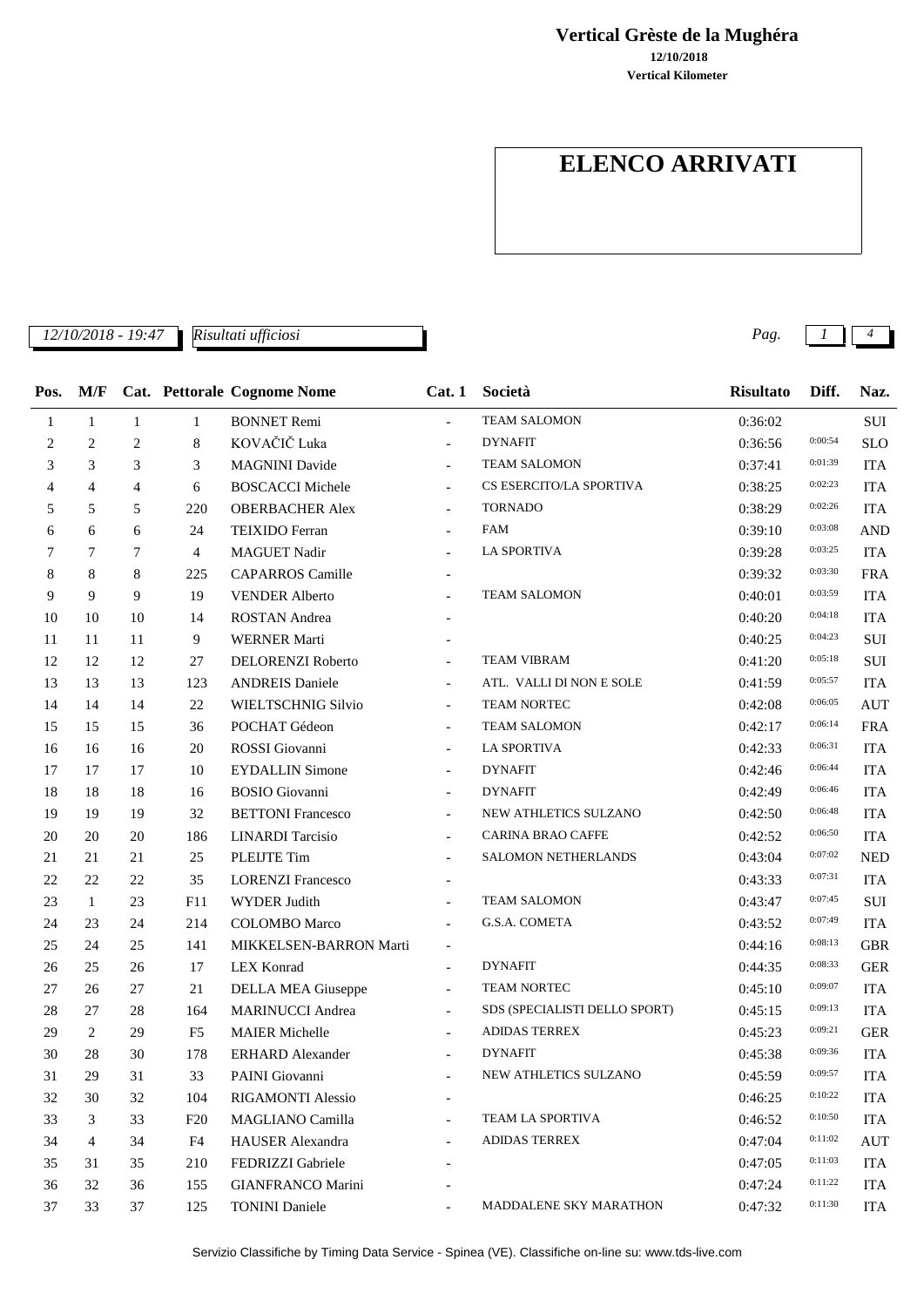**Vertical Grèste de la Mughéra**

**12/10/2018**

**Vertical Kilometer**

# ELENCO ARRIVATI

*12/10/2018 - 19:47* *Risultati ufficiosi*

| Pos. | M/F | Cat. | Pettorale | Cognome Nome | Cat. 1 | Società | Risultato | Diff. | Naz. |
|---|---|---|---|---|---|---|---|---|---|
| 1 | 1 | 1 | 1 | BONNET Remi | - | TEAM SALOMON | 0:36:02 | | SUI |
| 2 | 2 | 2 | 8 | KOVAČIČ Luka | - | DYNAFIT | 0:36:56 | 0:00:54 | SLO |
| 3 | 3 | 3 | 3 | MAGNINI Davide | - | TEAM SALOMON | 0:37:41 | 0:01:39 | ITA |
| 4 | 4 | 4 | 6 | BOSCACCI Michele | - | CS ESERCITO/LA SPORTIVA | 0:38:25 | 0:02:23 | ITA |
| 5 | 5 | 5 | 220 | OBERBACHER Alex | - | TORNADO | 0:38:29 | 0:02:26 | ITA |
| 6 | 6 | 6 | 24 | TEIXIDO Ferran | - | FAM | 0:39:10 | 0:03:08 | AND |
| 7 | 7 | 7 | 4 | MAGUET Nadir | - | LA SPORTIVA | 0:39:28 | 0:03:25 | ITA |
| 8 | 8 | 8 | 225 | CAPARROS Camille | - | | 0:39:32 | 0:03:30 | FRA |
| 9 | 9 | 9 | 19 | VENDER Alberto | - | TEAM SALOMON | 0:40:01 | 0:03:59 | ITA |
| 10 | 10 | 10 | 14 | ROSTAN Andrea | - | | 0:40:20 | 0:04:18 | ITA |
| 11 | 11 | 11 | 9 | WERNER Marti | - | | 0:40:25 | 0:04:23 | SUI |
| 12 | 12 | 12 | 27 | DELORENZI Roberto | - | TEAM VIBRAM | 0:41:20 | 0:05:18 | SUI |
| 13 | 13 | 13 | 123 | ANDREIS Daniele | - | ATL. VALLI DI NON E SOLE | 0:41:59 | 0:05:57 | ITA |
| 14 | 14 | 14 | 22 | WIELTSCHNIG Silvio | - | TEAM NORTEC | 0:42:08 | 0:06:05 | AUT |
| 15 | 15 | 15 | 36 | POCHAT Gédeon | - | TEAM SALOMON | 0:42:17 | 0:06:14 | FRA |
| 16 | 16 | 16 | 20 | ROSSI Giovanni | - | LA SPORTIVA | 0:42:33 | 0:06:31 | ITA |
| 17 | 17 | 17 | 10 | EYDALLIN Simone | - | DYNAFIT | 0:42:46 | 0:06:44 | ITA |
| 18 | 18 | 18 | 16 | BOSIO Giovanni | - | DYNAFIT | 0:42:49 | 0:06:46 | ITA |
| 19 | 19 | 19 | 32 | BETTONI Francesco | - | NEW ATHLETICS SULZANO | 0:42:50 | 0:06:48 | ITA |
| 20 | 20 | 20 | 186 | LINARDI Tarcisio | - | CARINA BRAO CAFFE | 0:42:52 | 0:06:50 | ITA |
| 21 | 21 | 21 | 25 | PLEIJTE Tim | - | SALOMON NETHERLANDS | 0:43:04 | 0:07:02 | NED |
| 22 | 22 | 22 | 35 | LORENZI Francesco | - | | 0:43:33 | 0:07:31 | ITA |
| 23 | 1 | 23 | F11 | WYDER Judith | - | TEAM SALOMON | 0:43:47 | 0:07:45 | SUI |
| 24 | 23 | 24 | 214 | COLOMBO Marco | - | G.S.A. COMETA | 0:43:52 | 0:07:49 | ITA |
| 25 | 24 | 25 | 141 | MIKKELSEN-BARRON Marti | - | | 0:44:16 | 0:08:13 | GBR |
| 26 | 25 | 26 | 17 | LEX Konrad | - | DYNAFIT | 0:44:35 | 0:08:33 | GER |
| 27 | 26 | 27 | 21 | DELLA MEA Giuseppe | - | TEAM NORTEC | 0:45:10 | 0:09:07 | ITA |
| 28 | 27 | 28 | 164 | MARINUCCI Andrea | - | SDS (SPECIALISTI DELLO SPORT) | 0:45:15 | 0:09:13 | ITA |
| 29 | 2 | 29 | F5 | MAIER Michelle | - | ADIDAS TERREX | 0:45:23 | 0:09:21 | GER |
| 30 | 28 | 30 | 178 | ERHARD Alexander | - | DYNAFIT | 0:45:38 | 0:09:36 | ITA |
| 31 | 29 | 31 | 33 | PAINI Giovanni | - | NEW ATHLETICS SULZANO | 0:45:59 | 0:09:57 | ITA |
| 32 | 30 | 32 | 104 | RIGAMONTI Alessio | - | | 0:46:25 | 0:10:22 | ITA |
| 33 | 3 | 33 | F20 | MAGLIANO Camilla | - | TEAM LA SPORTIVA | 0:46:52 | 0:10:50 | ITA |
| 34 | 4 | 34 | F4 | HAUSER Alexandra | - | ADIDAS TERREX | 0:47:04 | 0:11:02 | AUT |
| 35 | 31 | 35 | 210 | FEDRIZZI Gabriele | - | | 0:47:05 | 0:11:03 | ITA |
| 36 | 32 | 36 | 155 | GIANFRANCO Marini | - | | 0:47:24 | 0:11:22 | ITA |
| 37 | 33 | 37 | 125 | TONINI Daniele | - | MADDALENE SKY MARATHON | 0:47:32 | 0:11:30 | ITA |

Servizio Classifiche by Timing Data Service - Spinea (VE). Classifiche on-line su: www.tds-live.com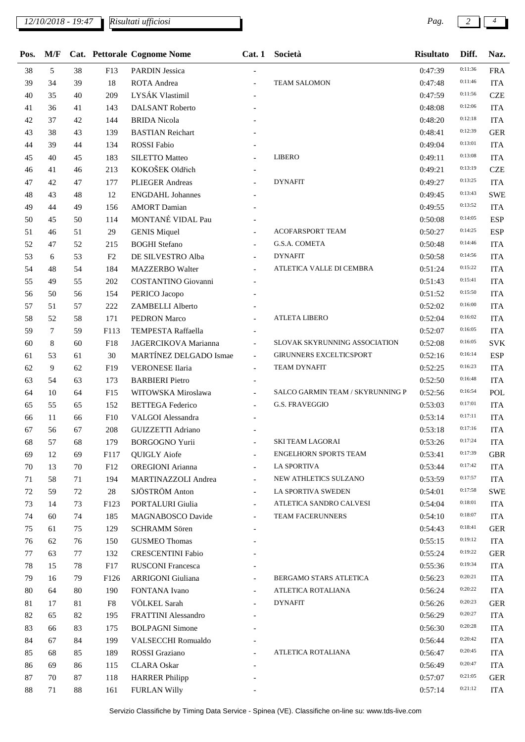| Pos. | M/F | Cat. | Pettorale | Cognome Nome | Cat. 1 | Società | Risultato | Diff. | Naz. |
|---|---|---|---|---|---|---|---|---|---|
| 38 | 5 | 38 | F13 | PARDIN Jessica | - | | 0:47:39 | 0:11:36 | FRA |
| 39 | 34 | 39 | 18 | ROTA Andrea | - | TEAM SALOMON | 0:47:48 | 0:11:46 | ITA |
| 40 | 35 | 40 | 209 | LYSÁK Vlastimil | - | | 0:47:59 | 0:11:56 | CZE |
| 41 | 36 | 41 | 143 | DALSANT Roberto | - | | 0:48:08 | 0:12:06 | ITA |
| 42 | 37 | 42 | 144 | BRIDA Nicola | - | | 0:48:20 | 0:12:18 | ITA |
| 43 | 38 | 43 | 139 | BASTIAN Reichart | - | | 0:48:41 | 0:12:39 | GER |
| 44 | 39 | 44 | 134 | ROSSI Fabio | - | | 0:49:04 | 0:13:01 | ITA |
| 45 | 40 | 45 | 183 | SILETTO Matteo | - | LIBERO | 0:49:11 | 0:13:08 | ITA |
| 46 | 41 | 46 | 213 | KOKOŠEK Oldřich | - | | 0:49:21 | 0:13:19 | CZE |
| 47 | 42 | 47 | 177 | PLIEGER Andreas | - | DYNAFIT | 0:49:27 | 0:13:25 | ITA |
| 48 | 43 | 48 | 12 | ENGDAHL Johannes | - | | 0:49:45 | 0:13:43 | SWE |
| 49 | 44 | 49 | 156 | AMORT Damian | - | | 0:49:55 | 0:13:52 | ITA |
| 50 | 45 | 50 | 114 | MONTANÉ VIDAL Pau | - | | 0:50:08 | 0:14:05 | ESP |
| 51 | 46 | 51 | 29 | GENIS Miquel | - | ACOFARSPORT TEAM | 0:50:27 | 0:14:25 | ESP |
| 52 | 47 | 52 | 215 | BOGHI Stefano | - | G.S.A. COMETA | 0:50:48 | 0:14:46 | ITA |
| 53 | 6 | 53 | F2 | DE SILVESTRO Alba | - | DYNAFIT | 0:50:58 | 0:14:56 | ITA |
| 54 | 48 | 54 | 184 | MAZZERBO Walter | - | ATLETICA VALLE DI CEMBRA | 0:51:24 | 0:15:22 | ITA |
| 55 | 49 | 55 | 202 | COSTANTINO Giovanni | - | | 0:51:43 | 0:15:41 | ITA |
| 56 | 50 | 56 | 154 | PERICO Jacopo | - | | 0:51:52 | 0:15:50 | ITA |
| 57 | 51 | 57 | 222 | ZAMBELLI Alberto | - | | 0:52:02 | 0:16:00 | ITA |
| 58 | 52 | 58 | 171 | PEDRON Marco | - | ATLETA LIBERO | 0:52:04 | 0:16:02 | ITA |
| 59 | 7 | 59 | F113 | TEMPESTA Raffaella | - | | 0:52:07 | 0:16:05 | ITA |
| 60 | 8 | 60 | F18 | JAGERCIKOVA Marianna | - | SLOVAK SKYRUNNING ASSOCIATION | 0:52:08 | 0:16:05 | SVK |
| 61 | 53 | 61 | 30 | MARTÍNEZ DELGADO Ismae | - | GIRUNNERS EXCELTICSPORT | 0:52:16 | 0:16:14 | ESP |
| 62 | 9 | 62 | F19 | VERONESE Ilaria | - | TEAM DYNAFIT | 0:52:25 | 0:16:23 | ITA |
| 63 | 54 | 63 | 173 | BARBIERI Pietro | - | | 0:52:50 | 0:16:48 | ITA |
| 64 | 10 | 64 | F15 | WITOWSKA Miroslawa | - | SALCO GARMIN TEAM / SKYRUNNING P | 0:52:56 | 0:16:54 | POL |
| 65 | 55 | 65 | 152 | BETTEGA Federico | - | G.S. FRAVEGGIO | 0:53:03 | 0:17:01 | ITA |
| 66 | 11 | 66 | F10 | VALGOI Alessandra | - | | 0:53:14 | 0:17:11 | ITA |
| 67 | 56 | 67 | 208 | GUIZZETTI Adriano | - | | 0:53:18 | 0:17:16 | ITA |
| 68 | 57 | 68 | 179 | BORGOGNO Yurii | - | SKI TEAM LAGORAI | 0:53:26 | 0:17:24 | ITA |
| 69 | 12 | 69 | F117 | QUIGLY Aiofe | - | ENGELHORN SPORTS TEAM | 0:53:41 | 0:17:39 | GBR |
| 70 | 13 | 70 | F12 | OREGIONI Arianna | - | LA SPORTIVA | 0:53:44 | 0:17:42 | ITA |
| 71 | 58 | 71 | 194 | MARTINAZZOLI Andrea | - | NEW ATHLETICS SULZANO | 0:53:59 | 0:17:57 | ITA |
| 72 | 59 | 72 | 28 | SJÖSTRÖM Anton | - | LA SPORTIVA SWEDEN | 0:54:01 | 0:17:58 | SWE |
| 73 | 14 | 73 | F123 | PORTALURI Giulia | - | ATLETICA SANDRO CALVESI | 0:54:04 | 0:18:01 | ITA |
| 74 | 60 | 74 | 185 | MAGNABOSCO Davide | - | TEAM FACERUNNERS | 0:54:10 | 0:18:07 | ITA |
| 75 | 61 | 75 | 129 | SCHRAMM Sören | - | | 0:54:43 | 0:18:41 | GER |
| 76 | 62 | 76 | 150 | GUSMEO Thomas | - | | 0:55:15 | 0:19:12 | ITA |
| 77 | 63 | 77 | 132 | CRESCENTINI Fabio | - | | 0:55:24 | 0:19:22 | GER |
| 78 | 15 | 78 | F17 | RUSCONI Francesca | - | | 0:55:36 | 0:19:34 | ITA |
| 79 | 16 | 79 | F126 | ARRIGONI Giuliana | - | BERGAMO STARS ATLETICA | 0:56:23 | 0:20:21 | ITA |
| 80 | 64 | 80 | 190 | FONTANA Ivano | - | ATLETICA ROTALIANA | 0:56:24 | 0:20:22 | ITA |
| 81 | 17 | 81 | F8 | VÖLKEL Sarah | - | DYNAFIT | 0:56:26 | 0:20:23 | GER |
| 82 | 65 | 82 | 195 | FRATTINI Alessandro | - | | 0:56:29 | 0:20:27 | ITA |
| 83 | 66 | 83 | 175 | BOLPAGNI Simone | - | | 0:56:30 | 0:20:28 | ITA |
| 84 | 67 | 84 | 199 | VALSECCHI Romualdo | - | | 0:56:44 | 0:20:42 | ITA |
| 85 | 68 | 85 | 189 | ROSSI Graziano | - | ATLETICA ROTALIANA | 0:56:47 | 0:20:45 | ITA |
| 86 | 69 | 86 | 115 | CLARA Oskar | - | | 0:56:49 | 0:20:47 | ITA |
| 87 | 70 | 87 | 118 | HARRER Philipp | - | | 0:57:07 | 0:21:05 | GER |
| 88 | 71 | 88 | 161 | FURLAN Willy | - | | 0:57:14 | 0:21:12 | ITA |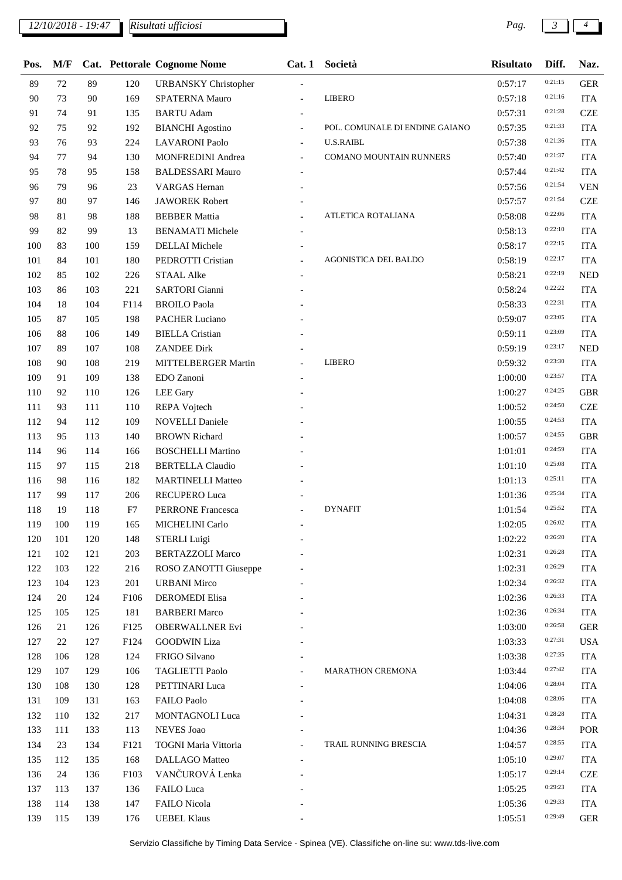| Pos. | M/F | Cat. | Pettorale | Cognome Nome | Cat. 1 | Società | Risultato | Diff. | Naz. |
|---|---|---|---|---|---|---|---|---|---|
| 89 | 72 | 89 | 120 | URBANSKY Christopher | - | | 0:57:17 | 0:21:15 | GER |
| 90 | 73 | 90 | 169 | SPATERNA Mauro | - | LIBERO | 0:57:18 | 0:21:16 | ITA |
| 91 | 74 | 91 | 135 | BARTU Adam | - | | 0:57:31 | 0:21:28 | CZE |
| 92 | 75 | 92 | 192 | BIANCHI Agostino | - | POL. COMUNALE DI ENDINE GAIANO | 0:57:35 | 0:21:33 | ITA |
| 93 | 76 | 93 | 224 | LAVARONI Paolo | - | U.S.RAIBL | 0:57:38 | 0:21:36 | ITA |
| 94 | 77 | 94 | 130 | MONFREDINI Andrea | - | COMANO MOUNTAIN RUNNERS | 0:57:40 | 0:21:37 | ITA |
| 95 | 78 | 95 | 158 | BALDESSARI Mauro | - | | 0:57:44 | 0:21:42 | ITA |
| 96 | 79 | 96 | 23 | VARGAS Hernan | - | | 0:57:56 | 0:21:54 | VEN |
| 97 | 80 | 97 | 146 | JAWOREK Robert | - | | 0:57:57 | 0:21:54 | CZE |
| 98 | 81 | 98 | 188 | BEBBER Mattia | - | ATLETICA ROTALIANA | 0:58:08 | 0:22:06 | ITA |
| 99 | 82 | 99 | 13 | BENAMATI Michele | - | | 0:58:13 | 0:22:10 | ITA |
| 100 | 83 | 100 | 159 | DELLAI Michele | - | | 0:58:17 | 0:22:15 | ITA |
| 101 | 84 | 101 | 180 | PEDROTTI Cristian | - | AGONISTICA DEL BALDO | 0:58:19 | 0:22:17 | ITA |
| 102 | 85 | 102 | 226 | STAAL Alke | - | | 0:58:21 | 0:22:19 | NED |
| 103 | 86 | 103 | 221 | SARTORI Gianni | - | | 0:58:24 | 0:22:22 | ITA |
| 104 | 18 | 104 | F114 | BROILO Paola | - | | 0:58:33 | 0:22:31 | ITA |
| 105 | 87 | 105 | 198 | PACHER Luciano | - | | 0:59:07 | 0:23:05 | ITA |
| 106 | 88 | 106 | 149 | BIELLA Cristian | - | | 0:59:11 | 0:23:09 | ITA |
| 107 | 89 | 107 | 108 | ZANDEE Dirk | - | | 0:59:19 | 0:23:17 | NED |
| 108 | 90 | 108 | 219 | MITTELBERGER Martin | - | LIBERO | 0:59:32 | 0:23:30 | ITA |
| 109 | 91 | 109 | 138 | EDO Zanoni | - | | 1:00:00 | 0:23:57 | ITA |
| 110 | 92 | 110 | 126 | LEE Gary | - | | 1:00:27 | 0:24:25 | GBR |
| 111 | 93 | 111 | 110 | REPA Vojtech | - | | 1:00:52 | 0:24:50 | CZE |
| 112 | 94 | 112 | 109 | NOVELLI Daniele | - | | 1:00:55 | 0:24:53 | ITA |
| 113 | 95 | 113 | 140 | BROWN Richard | - | | 1:00:57 | 0:24:55 | GBR |
| 114 | 96 | 114 | 166 | BOSCHELLI Martino | - | | 1:01:01 | 0:24:59 | ITA |
| 115 | 97 | 115 | 218 | BERTELLA Claudio | - | | 1:01:10 | 0:25:08 | ITA |
| 116 | 98 | 116 | 182 | MARTINELLI Matteo | - | | 1:01:13 | 0:25:11 | ITA |
| 117 | 99 | 117 | 206 | RECUPERO Luca | - | | 1:01:36 | 0:25:34 | ITA |
| 118 | 19 | 118 | F7 | PERRONE Francesca | - | DYNAFIT | 1:01:54 | 0:25:52 | ITA |
| 119 | 100 | 119 | 165 | MICHELINI Carlo | - | | 1:02:05 | 0:26:02 | ITA |
| 120 | 101 | 120 | 148 | STERLI Luigi | - | | 1:02:22 | 0:26:20 | ITA |
| 121 | 102 | 121 | 203 | BERTAZZOLI Marco | - | | 1:02:31 | 0:26:28 | ITA |
| 122 | 103 | 122 | 216 | ROSO ZANOTTI Giuseppe | - | | 1:02:31 | 0:26:29 | ITA |
| 123 | 104 | 123 | 201 | URBANI Mirco | - | | 1:02:34 | 0:26:32 | ITA |
| 124 | 20 | 124 | F106 | DEROMEDI Elisa | - | | 1:02:36 | 0:26:33 | ITA |
| 125 | 105 | 125 | 181 | BARBERI Marco | - | | 1:02:36 | 0:26:34 | ITA |
| 126 | 21 | 126 | F125 | OBERWALLNER Evi | - | | 1:03:00 | 0:26:58 | GER |
| 127 | 22 | 127 | F124 | GOODWIN Liza | - | | 1:03:33 | 0:27:31 | USA |
| 128 | 106 | 128 | 124 | FRIGO Silvano | - | | 1:03:38 | 0:27:35 | ITA |
| 129 | 107 | 129 | 106 | TAGLIETTI Paolo | - | MARATHON CREMONA | 1:03:44 | 0:27:42 | ITA |
| 130 | 108 | 130 | 128 | PETTINARI Luca | - | | 1:04:06 | 0:28:04 | ITA |
| 131 | 109 | 131 | 163 | FAILO Paolo | - | | 1:04:08 | 0:28:06 | ITA |
| 132 | 110 | 132 | 217 | MONTAGNOLI Luca | - | | 1:04:31 | 0:28:28 | ITA |
| 133 | 111 | 133 | 113 | NEVES Joao | - | | 1:04:36 | 0:28:34 | POR |
| 134 | 23 | 134 | F121 | TOGNI Maria Vittoria | - | TRAIL RUNNING BRESCIA | 1:04:57 | 0:28:55 | ITA |
| 135 | 112 | 135 | 168 | DALLAGO Matteo | - | | 1:05:10 | 0:29:07 | ITA |
| 136 | 24 | 136 | F103 | VANČUROVÁ Lenka | - | | 1:05:17 | 0:29:14 | CZE |
| 137 | 113 | 137 | 136 | FAILO Luca | - | | 1:05:25 | 0:29:23 | ITA |
| 138 | 114 | 138 | 147 | FAILO Nicola | - | | 1:05:36 | 0:29:33 | ITA |
| 139 | 115 | 139 | 176 | UEBEL Klaus | - | | 1:05:51 | 0:29:49 | GER |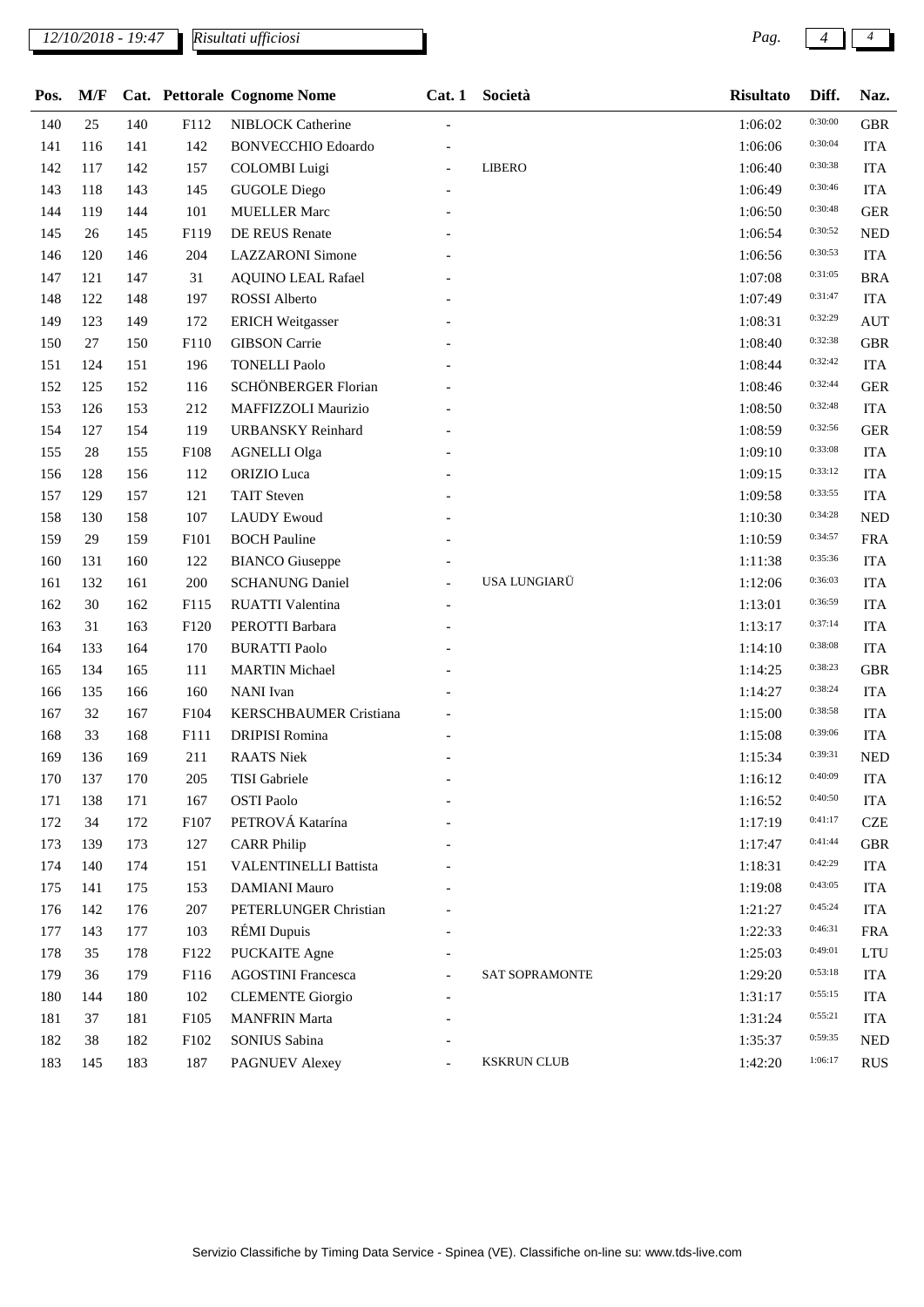| Pos. | M/F | Cat. | Pettorale | Cognome Nome | Cat. 1 | Società | Risultato | Diff. | Naz. |
|---|---|---|---|---|---|---|---|---|---|
| 140 | 25 | 140 | F112 | NIBLOCK Catherine | - | | 1:06:02 | 0:30:00 | GBR |
| 141 | 116 | 141 | 142 | BONVECCHIO Edoardo | - | | 1:06:06 | 0:30:04 | ITA |
| 142 | 117 | 142 | 157 | COLOMBI Luigi | - | LIBERO | 1:06:40 | 0:30:38 | ITA |
| 143 | 118 | 143 | 145 | GUGOLE Diego | - | | 1:06:49 | 0:30:46 | ITA |
| 144 | 119 | 144 | 101 | MUELLER Marc | - | | 1:06:50 | 0:30:48 | GER |
| 145 | 26 | 145 | F119 | DE REUS Renate | - | | 1:06:54 | 0:30:52 | NED |
| 146 | 120 | 146 | 204 | LAZZARONI Simone | - | | 1:06:56 | 0:30:53 | ITA |
| 147 | 121 | 147 | 31 | AQUINO LEAL Rafael | - | | 1:07:08 | 0:31:05 | BRA |
| 148 | 122 | 148 | 197 | ROSSI Alberto | - | | 1:07:49 | 0:31:47 | ITA |
| 149 | 123 | 149 | 172 | ERICH Weitgasser | - | | 1:08:31 | 0:32:29 | AUT |
| 150 | 27 | 150 | F110 | GIBSON Carrie | - | | 1:08:40 | 0:32:38 | GBR |
| 151 | 124 | 151 | 196 | TONELLI Paolo | - | | 1:08:44 | 0:32:42 | ITA |
| 152 | 125 | 152 | 116 | SCHÖNBERGER Florian | - | | 1:08:46 | 0:32:44 | GER |
| 153 | 126 | 153 | 212 | MAFFIZZOLI Maurizio | - | | 1:08:50 | 0:32:48 | ITA |
| 154 | 127 | 154 | 119 | URBANSKY Reinhard | - | | 1:08:59 | 0:32:56 | GER |
| 155 | 28 | 155 | F108 | AGNELLI Olga | - | | 1:09:10 | 0:33:08 | ITA |
| 156 | 128 | 156 | 112 | ORIZIO Luca | - | | 1:09:15 | 0:33:12 | ITA |
| 157 | 129 | 157 | 121 | TAIT Steven | - | | 1:09:58 | 0:33:55 | ITA |
| 158 | 130 | 158 | 107 | LAUDY Ewoud | - | | 1:10:30 | 0:34:28 | NED |
| 159 | 29 | 159 | F101 | BOCH Pauline | - | | 1:10:59 | 0:34:57 | FRA |
| 160 | 131 | 160 | 122 | BIANCO Giuseppe | - | | 1:11:38 | 0:35:36 | ITA |
| 161 | 132 | 161 | 200 | SCHANUNG Daniel | - | USA LUNGIARÜ | 1:12:06 | 0:36:03 | ITA |
| 162 | 30 | 162 | F115 | RUATTI Valentina | - | | 1:13:01 | 0:36:59 | ITA |
| 163 | 31 | 163 | F120 | PEROTTI Barbara | - | | 1:13:17 | 0:37:14 | ITA |
| 164 | 133 | 164 | 170 | BURATTI Paolo | - | | 1:14:10 | 0:38:08 | ITA |
| 165 | 134 | 165 | 111 | MARTIN Michael | - | | 1:14:25 | 0:38:23 | GBR |
| 166 | 135 | 166 | 160 | NANI Ivan | - | | 1:14:27 | 0:38:24 | ITA |
| 167 | 32 | 167 | F104 | KERSCHBAUMER Cristiana | - | | 1:15:00 | 0:38:58 | ITA |
| 168 | 33 | 168 | F111 | DRIPISI Romina | - | | 1:15:08 | 0:39:06 | ITA |
| 169 | 136 | 169 | 211 | RAATS Niek | - | | 1:15:34 | 0:39:31 | NED |
| 170 | 137 | 170 | 205 | TISI Gabriele | - | | 1:16:12 | 0:40:09 | ITA |
| 171 | 138 | 171 | 167 | OSTI Paolo | - | | 1:16:52 | 0:40:50 | ITA |
| 172 | 34 | 172 | F107 | PETROVÁ Katarína | - | | 1:17:19 | 0:41:17 | CZE |
| 173 | 139 | 173 | 127 | CARR Philip | - | | 1:17:47 | 0:41:44 | GBR |
| 174 | 140 | 174 | 151 | VALENTINELLI Battista | - | | 1:18:31 | 0:42:29 | ITA |
| 175 | 141 | 175 | 153 | DAMIANI Mauro | - | | 1:19:08 | 0:43:05 | ITA |
| 176 | 142 | 176 | 207 | PETERLUNGER Christian | - | | 1:21:27 | 0:45:24 | ITA |
| 177 | 143 | 177 | 103 | RÉMI Dupuis | - | | 1:22:33 | 0:46:31 | FRA |
| 178 | 35 | 178 | F122 | PUCKAITE Agne | - | | 1:25:03 | 0:49:01 | LTU |
| 179 | 36 | 179 | F116 | AGOSTINI Francesca | - | SAT SOPRAMONTE | 1:29:20 | 0:53:18 | ITA |
| 180 | 144 | 180 | 102 | CLEMENTE Giorgio | - | | 1:31:17 | 0:55:15 | ITA |
| 181 | 37 | 181 | F105 | MANFRIN Marta | - | | 1:31:24 | 0:55:21 | ITA |
| 182 | 38 | 182 | F102 | SONIUS Sabina | - | | 1:35:37 | 0:59:35 | NED |
| 183 | 145 | 183 | 187 | PAGNUEV Alexey | - | KSKRUN CLUB | 1:42:20 | 1:06:17 | RUS |